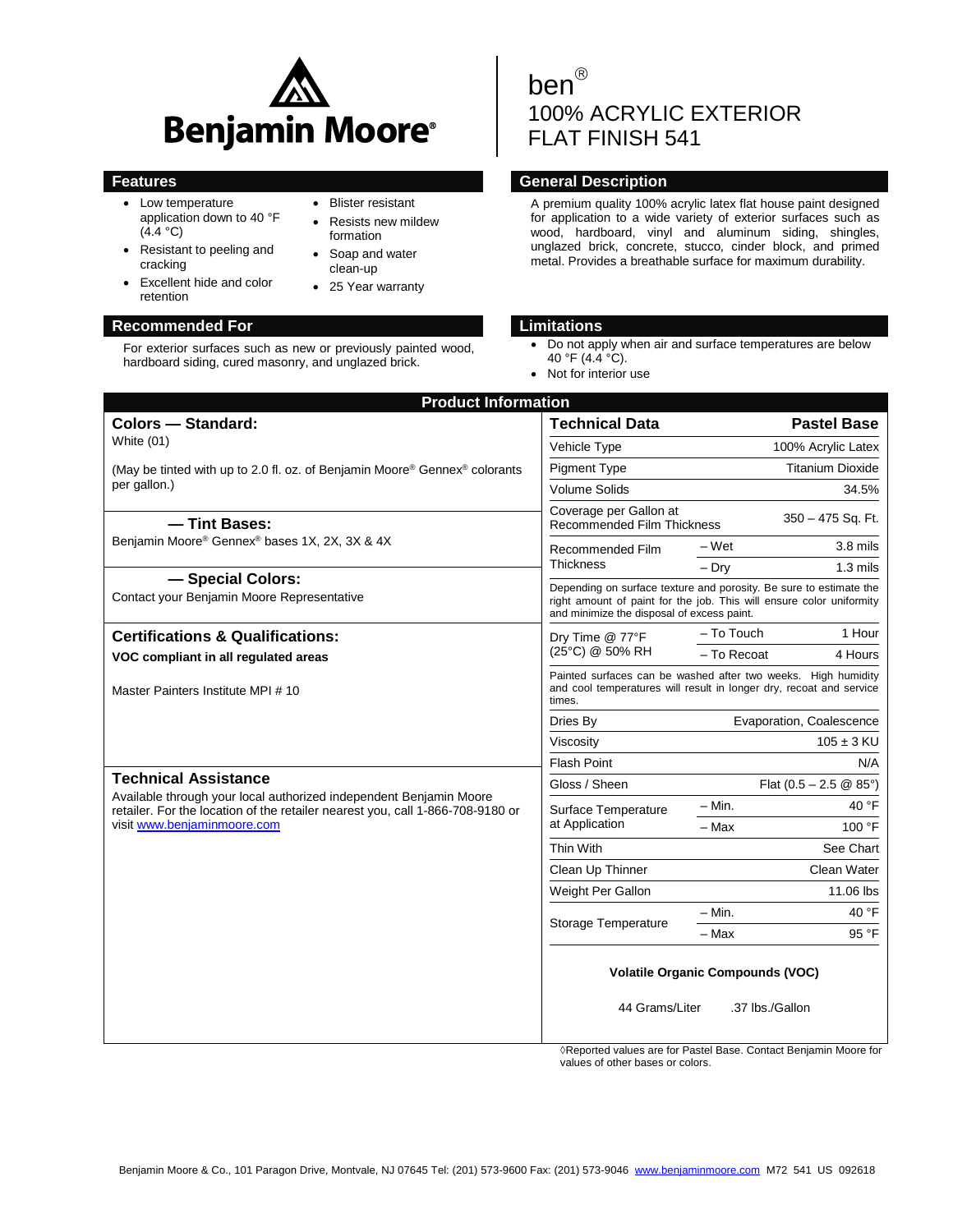Benjamin Moore®

# ben®
# 100% ACRYLIC EXTERIOR FLAT FINISH 541

## Features

- Low temperature application down to 40 °F (4.4 °C)
- Resistant to peeling and cracking
- Excellent hide and color retention
- Blister resistant
- Resists new mildew formation
- Soap and water clean-up
- 25 Year warranty

## General Description

A premium quality 100% acrylic latex flat house paint designed for application to a wide variety of exterior surfaces such as wood, hardboard, vinyl and aluminum siding, shingles, unglazed brick, concrete, stucco, cinder block, and primed metal. Provides a breathable surface for maximum durability.

## Recommended For

For exterior surfaces such as new or previously painted wood, hardboard siding, cured masonry, and unglazed brick.

## Limitations

- Do not apply when air and surface temperatures are below 40 °F (4.4 °C).
- Not for interior use

## Product Information

### Colors — Standard:

White (01)

(May be tinted with up to 2.0 fl. oz. of Benjamin Moore® Gennex® colorants per gallon.)

### — Tint Bases:

Benjamin Moore® Gennex® bases 1X, 2X, 3X & 4X

### — Special Colors:

Contact your Benjamin Moore Representative

### Certifications & Qualifications:

**VOC compliant in all regulated areas**

Master Painters Institute MPI # 10

### Technical Assistance

Available through your local authorized independent Benjamin Moore retailer. For the location of the retailer nearest you, call 1-866-708-9180 or visit www.benjaminmoore.com

| Technical Data | | Pastel Base |
|---|---|---|
| Vehicle Type | | 100% Acrylic Latex |
| Pigment Type | | Titanium Dioxide |
| Volume Solids | | 34.5% |
| Coverage per Gallon at Recommended Film Thickness | | 350 – 475 Sq. Ft. |
| Recommended Film Thickness | – Wet | 3.8 mils |
| | – Dry | 1.3 mils |
| Depending on surface texture and porosity. Be sure to estimate the right amount of paint for the job. This will ensure color uniformity and minimize the disposal of excess paint. | | |
| Dry Time @ 77°F (25°C) @ 50% RH | – To Touch | 1 Hour |
| | – To Recoat | 4 Hours |
| Painted surfaces can be washed after two weeks. High humidity and cool temperatures will result in longer dry, recoat and service times. | | |
| Dries By | | Evaporation, Coalescence |
| Viscosity | | 105 ± 3 KU |
| Flash Point | | N/A |
| Gloss / Sheen | | Flat (0.5 – 2.5 @ 85°) |
| Surface Temperature at Application | – Min. | 40 °F |
| | – Max | 100 °F |
| Thin With | | See Chart |
| Clean Up Thinner | | Clean Water |
| Weight Per Gallon | | 11.06 lbs |
| Storage Temperature | – Min. | 40 °F |
| | – Max | 95 °F |

**Volatile Organic Compounds (VOC)**

44 Grams/Liter .37 lbs./Gallon

◊Reported values are for Pastel Base. Contact Benjamin Moore for values of other bases or colors.

Benjamin Moore & Co., 101 Paragon Drive, Montvale, NJ 07645 Tel: (201) 573-9600 Fax: (201) 573-9046 www.benjaminmoore.com M72 541 US 092618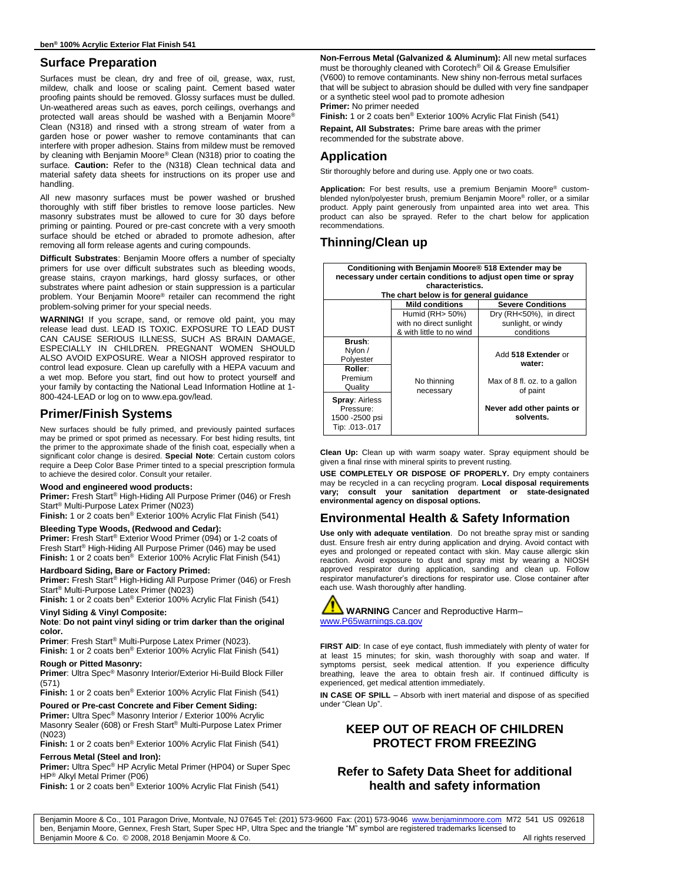## Surface Preparation

Surfaces must be clean, dry and free of oil, grease, wax, rust, mildew, chalk and loose or scaling paint. Cement based water proofing paints should be removed. Glossy surfaces must be dulled. Un-weathered areas such as eaves, porch ceilings, overhangs and protected wall areas should be washed with a Benjamin Moore® Clean (N318) and rinsed with a strong stream of water from a garden hose or power washer to remove contaminants that can interfere with proper adhesion. Stains from mildew must be removed by cleaning with Benjamin Moore® Clean (N318) prior to coating the surface. **Caution:** Refer to the (N318) Clean technical data and material safety data sheets for instructions on its proper use and handling.

All new masonry surfaces must be power washed or brushed thoroughly with stiff fiber bristles to remove loose particles. New masonry substrates must be allowed to cure for 30 days before priming or painting. Poured or pre-cast concrete with a very smooth surface should be etched or abraded to promote adhesion, after removing all form release agents and curing compounds.

**Difficult Substrates**: Benjamin Moore offers a number of specialty primers for use over difficult substrates such as bleeding woods, grease stains, crayon markings, hard glossy surfaces, or other substrates where paint adhesion or stain suppression is a particular problem. Your Benjamin Moore® retailer can recommend the right problem-solving primer for your special needs.

**WARNING!** If you scrape, sand, or remove old paint, you may release lead dust. LEAD IS TOXIC. EXPOSURE TO LEAD DUST CAN CAUSE SERIOUS ILLNESS, SUCH AS BRAIN DAMAGE, ESPECIALLY IN CHILDREN. PREGNANT WOMEN SHOULD ALSO AVOID EXPOSURE. Wear a NIOSH approved respirator to control lead exposure. Clean up carefully with a HEPA vacuum and a wet mop. Before you start, find out how to protect yourself and your family by contacting the National Lead Information Hotline at 1-800-424-LEAD or log on to www.epa.gov/lead.

## Primer/Finish Systems

New surfaces should be fully primed, and previously painted surfaces may be primed or spot primed as necessary. For best hiding results, tint the primer to the approximate shade of the finish coat, especially when a significant color change is desired. **Special Note**: Certain custom colors require a Deep Color Base Primer tinted to a special prescription formula to achieve the desired color. Consult your retailer.

**Wood and engineered wood products:**
**Primer:** Fresh Start® High-Hiding All Purpose Primer (046) or Fresh Start® Multi-Purpose Latex Primer (N023)
**Finish:** 1 or 2 coats ben® Exterior 100% Acrylic Flat Finish (541)

**Bleeding Type Woods, (Redwood and Cedar):**
**Primer:** Fresh Start® Exterior Wood Primer (094) or 1-2 coats of Fresh Start® High-Hiding All Purpose Primer (046) may be used
**Finish:** 1 or 2 coats ben® Exterior 100% Acrylic Flat Finish (541)

**Hardboard Siding, Bare or Factory Primed:**
**Primer:** Fresh Start® High-Hiding All Purpose Primer (046) or Fresh Start® Multi-Purpose Latex Primer (N023)
**Finish:** 1 or 2 coats ben® Exterior 100% Acrylic Flat Finish (541)

**Vinyl Siding & Vinyl Composite:**
**Note**: **Do not paint vinyl siding or trim darker than the original color.**
**Primer**: Fresh Start® Multi-Purpose Latex Primer (N023).
**Finish:** 1 or 2 coats ben® Exterior 100% Acrylic Flat Finish (541)

**Rough or Pitted Masonry:**
**Primer**: Ultra Spec® Masonry Interior/Exterior Hi-Build Block Filler (571)
**Finish:** 1 or 2 coats ben® Exterior 100% Acrylic Flat Finish (541)

**Poured or Pre-cast Concrete and Fiber Cement Siding:**
**Primer:** Ultra Spec® Masonry Interior / Exterior 100% Acrylic Masonry Sealer (608) or Fresh Start® Multi-Purpose Latex Primer (N023)
**Finish:** 1 or 2 coats ben® Exterior 100% Acrylic Flat Finish (541)

**Ferrous Metal (Steel and Iron):**
**Primer:** Ultra Spec® HP Acrylic Metal Primer (HP04) or Super Spec HP® Alkyl Metal Primer (P06)
**Finish:** 1 or 2 coats ben® Exterior 100% Acrylic Flat Finish (541)

**Non-Ferrous Metal (Galvanized & Aluminum):** All new metal surfaces must be thoroughly cleaned with Corotech® Oil & Grease Emulsifier (V600) to remove contaminants. New shiny non-ferrous metal surfaces that will be subject to abrasion should be dulled with very fine sandpaper or a synthetic steel wool pad to promote adhesion
**Primer:** No primer needed
**Finish:** 1 or 2 coats ben® Exterior 100% Acrylic Flat Finish (541)

**Repaint, All Substrates:** Prime bare areas with the primer recommended for the substrate above.

## Application

Stir thoroughly before and during use. Apply one or two coats.

**Application:** For best results, use a premium Benjamin Moore® custom-blended nylon/polyester brush, premium Benjamin Moore® roller, or a similar product. Apply paint generously from unpainted area into wet area. This product can also be sprayed. Refer to the chart below for application recommendations.

## Thinning/Clean up

**Conditioning with Benjamin Moore® 518 Extender may be necessary under certain conditions to adjust open time or spray characteristics.**
**The chart below is for general guidance**

| | **Mild conditions**<br>Humid (RH> 50%) with no direct sunlight & with little to no wind | **Severe Conditions**<br>Dry (RH<50%), in direct sunlight, or windy conditions |
|---|---|---|
| **Brush**: Nylon / Polyester | No thinning necessary | Add **518 Extender** or water: |
| **Roller**: Premium Quality | | Max of 8 fl. oz. to a gallon of paint |
| **Spray**: Airless Pressure: 1500 -2500 psi Tip: .013-.017 | | **Never add other paints or solvents.** |

**Clean Up:** Clean up with warm soapy water. Spray equipment should be given a final rinse with mineral spirits to prevent rusting.

**USE COMPLETELY OR DISPOSE OF PROPERLY.** Dry empty containers may be recycled in a can recycling program. **Local disposal requirements vary; consult your sanitation department or state-designated environmental agency on disposal options.**

## Environmental Health & Safety Information

**Use only with adequate ventilation**. Do not breathe spray mist or sanding dust. Ensure fresh air entry during application and drying. Avoid contact with eyes and prolonged or repeated contact with skin. May cause allergic skin reaction. Avoid exposure to dust and spray mist by wearing a NIOSH approved respirator during application, sanding and clean up. Follow respirator manufacturer's directions for respirator use. Close container after each use. Wash thoroughly after handling.

**WARNING** Cancer and Reproductive Harm– www.P65warnings.ca.gov

**FIRST AID**: In case of eye contact, flush immediately with plenty of water for at least 15 minutes; for skin, wash thoroughly with soap and water. If symptoms persist, seek medical attention. If you experience difficulty breathing, leave the area to obtain fresh air. If continued difficulty is experienced, get medical attention immediately.

**IN CASE OF SPILL** – Absorb with inert material and dispose of as specified under "Clean Up".

**KEEP OUT OF REACH OF CHILDREN**
**PROTECT FROM FREEZING**

**Refer to Safety Data Sheet for additional health and safety information**

Benjamin Moore & Co., 101 Paragon Drive, Montvale, NJ 07645 Tel: (201) 573-9600 Fax: (201) 573-9046 www.benjaminmoore.com M72 541 US 092618
ben, Benjamin Moore, Gennex, Fresh Start, Super Spec HP, Ultra Spec and the triangle "M" symbol are registered trademarks licensed to Benjamin Moore & Co. © 2008, 2018 Benjamin Moore & Co. All rights reserved